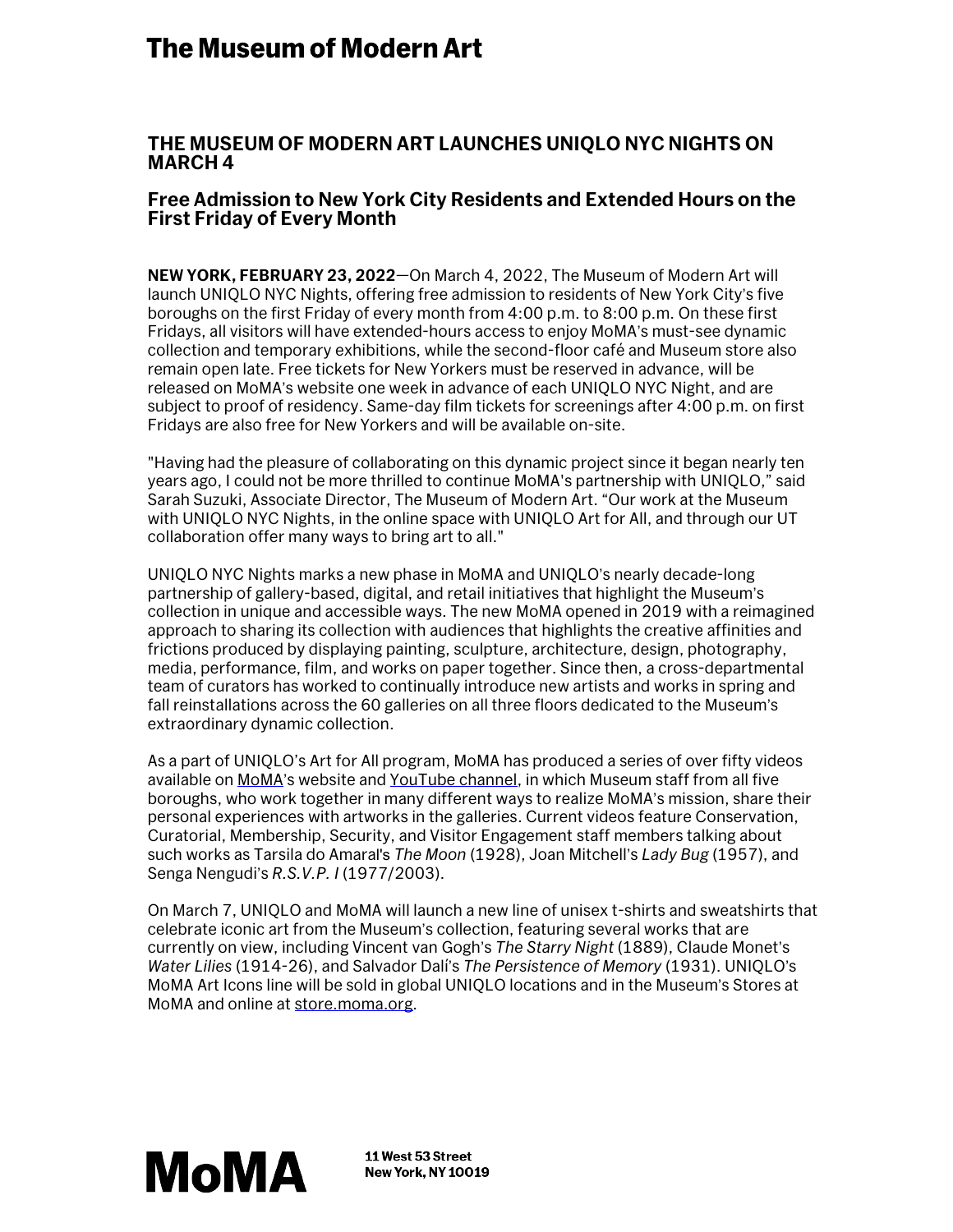# The Museum of Modern Art

## THE MUSEUM OF MODERN ART LAUNCHES UNIQLO NYC NIGHTS ON MARCH 4

### Free Admission to New York City Residents and Extended Hours on the First Friday of Every Month

**NEW YORK, FEBRUARY 23, 2022**—On March 4, 2022, The Museum of Modern Art will launch UNIQLO NYC Nights, offering free admission to residents of New York City's five boroughs on the first Friday of every month from 4:00 p.m. to 8:00 p.m. On these first Fridays, all visitors will have extended-hours access to enjoy MoMA's must-see dynamic collection and temporary exhibitions, while the second-floor café and Museum store also remain open late. Free tickets for New Yorkers must be reserved in advance, will be released on MoMA's website one week in advance of each UNIQLO NYC Night, and are subject to proof of residency. Same-day film tickets for screenings after 4:00 p.m. on first Fridays are also free for New Yorkers and will be available on-site.

"Having had the pleasure of collaborating on this dynamic project since it began nearly ten years ago, I could not be more thrilled to continue MoMA's partnership with UNIQLO," said Sarah Suzuki, Associate Director, The Museum of Modern Art. "Our work at the Museum with UNIQLO NYC Nights, in the online space with UNIQLO Art for All, and through our UT collaboration offer many ways to bring art to all."

UNIQLO NYC Nights marks a new phase in MoMA and UNIQLO's nearly decade-long partnership of gallery-based, digital, and retail initiatives that highlight the Museum's collection in unique and accessible ways. The new MoMA opened in 2019 with a reimagined approach to sharing its collection with audiences that highlights the creative affinities and frictions produced by displaying painting, sculpture, architecture, design, photography, media, performance, film, and works on paper together. Since then, a cross-departmental team of curators has worked to continually introduce new artists and works in spring and fall reinstallations across the 60 galleries on all three floors dedicated to the Museum's extraordinary dynamic collection.

As a part of UNIQLO's Art for All program, MoMA has produced a series of over fifty videos available on MoMA's website and YouTube channel, in which Museum staff from all five boroughs, who work together in many different ways to realize MoMA's mission, share their personal experiences with artworks in the galleries. Current videos feature Conservation, Curatorial, Membership, Security, and Visitor Engagement staff members talking about such works as Tarsila do Amaral's *The Moon* (1928), Joan Mitchell's *Lady Bug* (1957), and Senga Nengudi's *R.S.V.P. I* (1977/2003).

On March 7, UNIQLO and MoMA will launch a new line of unisex t-shirts and sweatshirts that celebrate iconic art from the Museum's collection, featuring several works that are currently on view, including Vincent van Gogh's *The Starry Night* (1889), Claude Monet's *Water Lilies* (1914-26), and Salvador Dalí's *The Persistence of Memory* (1931). UNIQLO's MoMA Art Icons line will be sold in global UNIQLO locations and in the Museum's Stores at MoMA and online at store.moma.org.

MoMA

11 West 53 Street
New York, NY 10019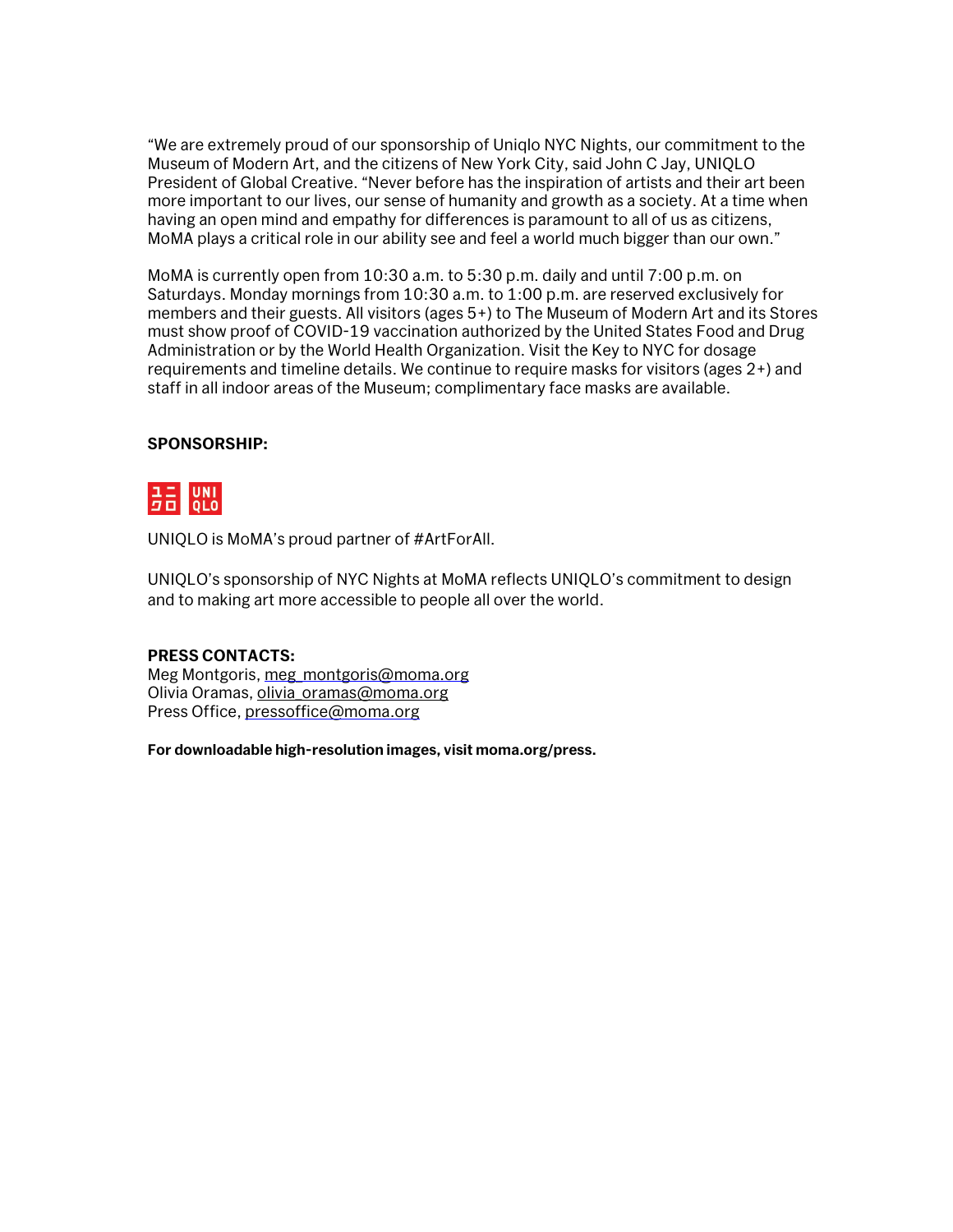"We are extremely proud of our sponsorship of Uniqlo NYC Nights, our commitment to the Museum of Modern Art, and the citizens of New York City, said John C Jay, UNIQLO President of Global Creative. "Never before has the inspiration of artists and their art been more important to our lives, our sense of humanity and growth as a society. At a time when having an open mind and empathy for differences is paramount to all of us as citizens, MoMA plays a critical role in our ability see and feel a world much bigger than our own."

MoMA is currently open from 10:30 a.m. to 5:30 p.m. daily and until 7:00 p.m. on Saturdays. Monday mornings from 10:30 a.m. to 1:00 p.m. are reserved exclusively for members and their guests. All visitors (ages 5+) to The Museum of Modern Art and its Stores must show proof of COVID-19 vaccination authorized by the United States Food and Drug Administration or by the World Health Organization. Visit the Key to NYC for dosage requirements and timeline details. We continue to require masks for visitors (ages 2+) and staff in all indoor areas of the Museum; complimentary face masks are available.

**SPONSORSHIP:**

UNIQLO is MoMA's proud partner of #ArtForAll.

UNIQLO's sponsorship of NYC Nights at MoMA reflects UNIQLO's commitment to design and to making art more accessible to people all over the world.

**PRESS CONTACTS:**
Meg Montgoris, meg_montgoris@moma.org
Olivia Oramas, olivia_oramas@moma.org
Press Office, pressoffice@moma.org

**For downloadable high-resolution images, visit moma.org/press.**